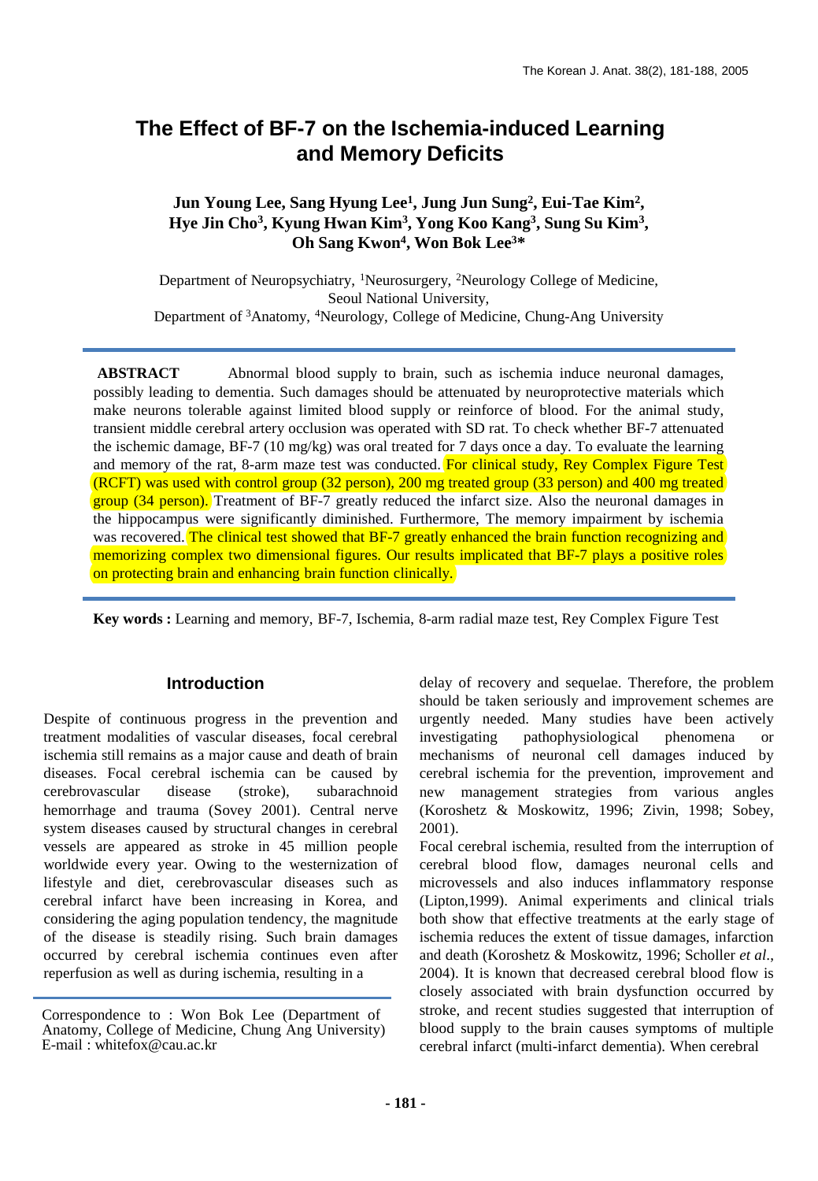// The Korean J. Anat. 38(2), 181-188, 2005

# The Effect of BF-7 on the Ischemia-induced Learning and Memory Deficits

**Jun Young Lee, Sang Hyung Lee[1], Jung Jun Sung[2], Eui-Tae Kim[2], Hye Jin Cho[3], Kyung Hwan Kim[3], Yong Koo Kang[3], Sung Su Kim[3], Oh Sang Kwon[4], Won Bok Lee[3]***

Department of Neuropsychiatry, [1]Neurosurgery, [2]Neurology College of Medicine, Seoul National University,
Department of [3]Anatomy, [4]Neurology, College of Medicine, Chung-Ang University

**ABSTRACT** Abnormal blood supply to brain, such as ischemia induce neuronal damages, possibly leading to dementia. Such damages should be attenuated by neuroprotective materials which make neurons tolerable against limited blood supply or reinforce of blood. For the animal study, transient middle cerebral artery occlusion was operated with SD rat. To check whether BF-7 attenuated the ischemic damage, BF-7 (10 mg/kg) was oral treated for 7 days once a day. To evaluate the learning and memory of the rat, 8-arm maze test was conducted. For clinical study, Rey Complex Figure Test (RCFT) was used with control group (32 person), 200 mg treated group (33 person) and 400 mg treated group (34 person). Treatment of BF-7 greatly reduced the infarct size. Also the neuronal damages in the hippocampus were significantly diminished. Furthermore, The memory impairment by ischemia was recovered. The clinical test showed that BF-7 greatly enhanced the brain function recognizing and memorizing complex two dimensional figures. Our results implicated that BF-7 plays a positive roles on protecting brain and enhancing brain function clinically.

**Key words :** Learning and memory, BF-7, Ischemia, 8-arm radial maze test, Rey Complex Figure Test

## Introduction

Despite of continuous progress in the prevention and treatment modalities of vascular diseases, focal cerebral ischemia still remains as a major cause and death of brain diseases. Focal cerebral ischemia can be caused by cerebrovascular disease (stroke), subarachnoid hemorrhage and trauma (Sovey 2001). Central nerve system diseases caused by structural changes in cerebral vessels are appeared as stroke in 45 million people worldwide every year. Owing to the westernization of lifestyle and diet, cerebrovascular diseases such as cerebral infarct have been increasing in Korea, and considering the aging population tendency, the magnitude of the disease is steadily rising. Such brain damages occurred by cerebral ischemia continues even after reperfusion as well as during ischemia, resulting in a delay of recovery and sequelae. Therefore, the problem should be taken seriously and improvement schemes are urgently needed. Many studies have been actively investigating pathophysiological phenomena or mechanisms of neuronal cell damages induced by cerebral ischemia for the prevention, improvement and new management strategies from various angles (Koroshetz & Moskowitz, 1996; Zivin, 1998; Sobey, 2001).

Focal cerebral ischemia, resulted from the interruption of cerebral blood flow, damages neuronal cells and microvessels and also induces inflammatory response (Lipton,1999). Animal experiments and clinical trials both show that effective treatments at the early stage of ischemia reduces the extent of tissue damages, infarction and death (Koroshetz & Moskowitz, 1996; Scholler *et al.*, 2004). It is known that decreased cerebral blood flow is closely associated with brain dysfunction occurred by stroke, and recent studies suggested that interruption of blood supply to the brain causes symptoms of multiple cerebral infarct (multi-infarct dementia). When cerebral

Correspondence to : Won Bok Lee (Department of Anatomy, College of Medicine, Chung Ang University)
E-mail : whitefox@cau.ac.kr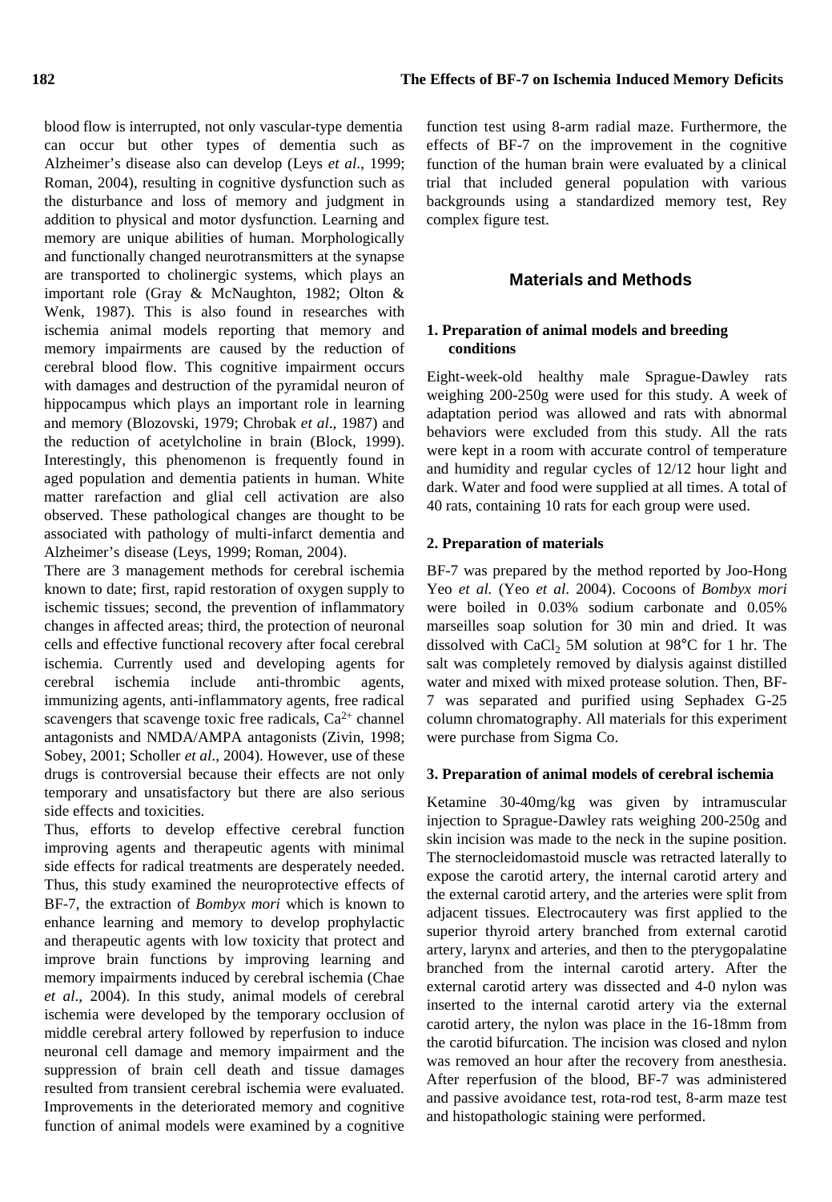blood flow is interrupted, not only vascular-type dementia can occur but other types of dementia such as Alzheimer's disease also can develop (Leys *et al*., 1999; Roman, 2004), resulting in cognitive dysfunction such as the disturbance and loss of memory and judgment in addition to physical and motor dysfunction. Learning and memory are unique abilities of human. Morphologically and functionally changed neurotransmitters at the synapse are transported to cholinergic systems, which plays an important role (Gray & McNaughton, 1982; Olton & Wenk, 1987). This is also found in researches with ischemia animal models reporting that memory and memory impairments are caused by the reduction of cerebral blood flow. This cognitive impairment occurs with damages and destruction of the pyramidal neuron of hippocampus which plays an important role in learning and memory (Blozovski, 1979; Chrobak *et al*., 1987) and the reduction of acetylcholine in brain (Block, 1999). Interestingly, this phenomenon is frequently found in aged population and dementia patients in human. White matter rarefaction and glial cell activation are also observed. These pathological changes are thought to be associated with pathology of multi-infarct dementia and Alzheimer's disease (Leys, 1999; Roman, 2004).

There are 3 management methods for cerebral ischemia known to date; first, rapid restoration of oxygen supply to ischemic tissues; second, the prevention of inflammatory changes in affected areas; third, the protection of neuronal cells and effective functional recovery after focal cerebral ischemia. Currently used and developing agents for cerebral ischemia include anti-thrombic agents, immunizing agents, anti-inflammatory agents, free radical scavengers that scavenge toxic free radicals, $Ca^{2+}$ channel antagonists and NMDA/AMPA antagonists (Zivin, 1998; Sobey, 2001; Scholler *et al*., 2004). However, use of these drugs is controversial because their effects are not only temporary and unsatisfactory but there are also serious side effects and toxicities.

Thus, efforts to develop effective cerebral function improving agents and therapeutic agents with minimal side effects for radical treatments are desperately needed. Thus, this study examined the neuroprotective effects of BF-7, the extraction of *Bombyx mori* which is known to enhance learning and memory to develop prophylactic and therapeutic agents with low toxicity that protect and improve brain functions by improving learning and memory impairments induced by cerebral ischemia (Chae *et al*., 2004). In this study, animal models of cerebral ischemia were developed by the temporary occlusion of middle cerebral artery followed by reperfusion to induce neuronal cell damage and memory impairment and the suppression of brain cell death and tissue damages resulted from transient cerebral ischemia were evaluated. Improvements in the deteriorated memory and cognitive function of animal models were examined by a cognitive function test using 8-arm radial maze. Furthermore, the effects of BF-7 on the improvement in the cognitive function of the human brain were evaluated by a clinical trial that included general population with various backgrounds using a standardized memory test, Rey complex figure test.

## Materials and Methods

### 1. Preparation of animal models and breeding conditions

Eight-week-old healthy male Sprague-Dawley rats weighing 200-250g were used for this study. A week of adaptation period was allowed and rats with abnormal behaviors were excluded from this study. All the rats were kept in a room with accurate control of temperature and humidity and regular cycles of 12/12 hour light and dark. Water and food were supplied at all times. A total of 40 rats, containing 10 rats for each group were used.

### 2. Preparation of materials

BF-7 was prepared by the method reported by Joo-Hong Yeo *et al.* (Yeo *et al*. 2004). Cocoons of *Bombyx mori* were boiled in 0.03% sodium carbonate and 0.05% marseilles soap solution for 30 min and dried. It was dissolved with $CaCl_2$ 5M solution at 98°C for 1 hr. The salt was completely removed by dialysis against distilled water and mixed with mixed protease solution. Then, BF-7 was separated and purified using Sephadex G-25 column chromatography. All materials for this experiment were purchase from Sigma Co.

### 3. Preparation of animal models of cerebral ischemia

Ketamine 30-40mg/kg was given by intramuscular injection to Sprague-Dawley rats weighing 200-250g and skin incision was made to the neck in the supine position. The sternocleidomastoid muscle was retracted laterally to expose the carotid artery, the internal carotid artery and the external carotid artery, and the arteries were split from adjacent tissues. Electrocautery was first applied to the superior thyroid artery branched from external carotid artery, larynx and arteries, and then to the pterygopalatine branched from the internal carotid artery. After the external carotid artery was dissected and 4-0 nylon was inserted to the internal carotid artery via the external carotid artery, the nylon was place in the 16-18mm from the carotid bifurcation. The incision was closed and nylon was removed an hour after the recovery from anesthesia. After reperfusion of the blood, BF-7 was administered and passive avoidance test, rota-rod test, 8-arm maze test and histopathologic staining were performed.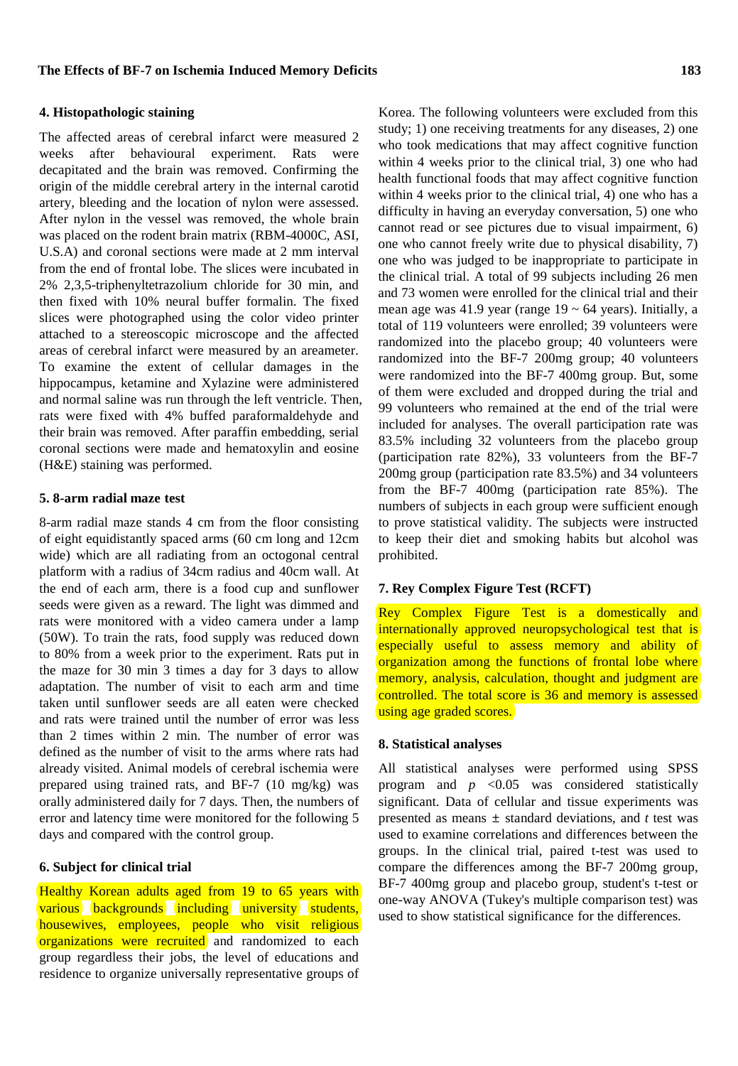### 4. Histopathologic staining

The affected areas of cerebral infarct were measured 2 weeks after behavioural experiment. Rats were decapitated and the brain was removed. Confirming the origin of the middle cerebral artery in the internal carotid artery, bleeding and the location of nylon were assessed. After nylon in the vessel was removed, the whole brain was placed on the rodent brain matrix (RBM-4000C, ASI, U.S.A) and coronal sections were made at 2 mm interval from the end of frontal lobe. The slices were incubated in 2% 2,3,5-triphenyltetrazolium chloride for 30 min, and then fixed with 10% neural buffer formalin. The fixed slices were photographed using the color video printer attached to a stereoscopic microscope and the affected areas of cerebral infarct were measured by an areameter. To examine the extent of cellular damages in the hippocampus, ketamine and Xylazine were administered and normal saline was run through the left ventricle. Then, rats were fixed with 4% buffed paraformaldehyde and their brain was removed. After paraffin embedding, serial coronal sections were made and hematoxylin and eosine (H&E) staining was performed.

### 5. 8-arm radial maze test

8-arm radial maze stands 4 cm from the floor consisting of eight equidistantly spaced arms (60 cm long and 12cm wide) which are all radiating from an octogonal central platform with a radius of 34cm radius and 40cm wall. At the end of each arm, there is a food cup and sunflower seeds were given as a reward. The light was dimmed and rats were monitored with a video camera under a lamp (50W). To train the rats, food supply was reduced down to 80% from a week prior to the experiment. Rats put in the maze for 30 min 3 times a day for 3 days to allow adaptation. The number of visit to each arm and time taken until sunflower seeds are all eaten were checked and rats were trained until the number of error was less than 2 times within 2 min. The number of error was defined as the number of visit to the arms where rats had already visited. Animal models of cerebral ischemia were prepared using trained rats, and BF-7 (10 mg/kg) was orally administered daily for 7 days. Then, the numbers of error and latency time were monitored for the following 5 days and compared with the control group.

### 6. Subject for clinical trial

Healthy Korean adults aged from 19 to 65 years with various backgrounds including university students, housewives, employees, people who visit religious organizations were recruited and randomized to each group regardless their jobs, the level of educations and residence to organize universally representative groups of Korea. The following volunteers were excluded from this study; 1) one receiving treatments for any diseases, 2) one who took medications that may affect cognitive function within 4 weeks prior to the clinical trial, 3) one who had health functional foods that may affect cognitive function within 4 weeks prior to the clinical trial, 4) one who has a difficulty in having an everyday conversation, 5) one who cannot read or see pictures due to visual impairment, 6) one who cannot freely write due to physical disability, 7) one who was judged to be inappropriate to participate in the clinical trial. A total of 99 subjects including 26 men and 73 women were enrolled for the clinical trial and their mean age was 41.9 year (range 19 ~ 64 years). Initially, a total of 119 volunteers were enrolled; 39 volunteers were randomized into the placebo group; 40 volunteers were randomized into the BF-7 200mg group; 40 volunteers were randomized into the BF-7 400mg group. But, some of them were excluded and dropped during the trial and 99 volunteers who remained at the end of the trial were included for analyses. The overall participation rate was 83.5% including 32 volunteers from the placebo group (participation rate 82%), 33 volunteers from the BF-7 200mg group (participation rate 83.5%) and 34 volunteers from the BF-7 400mg (participation rate 85%). The numbers of subjects in each group were sufficient enough to prove statistical validity. The subjects were instructed to keep their diet and smoking habits but alcohol was prohibited.

### 7. Rey Complex Figure Test (RCFT)

Rey Complex Figure Test is a domestically and internationally approved neuropsychological test that is especially useful to assess memory and ability of organization among the functions of frontal lobe where memory, analysis, calculation, thought and judgment are controlled. The total score is 36 and memory is assessed using age graded scores.

### 8. Statistical analyses

All statistical analyses were performed using SPSS program and $p$ <0.05 was considered statistically significant. Data of cellular and tissue experiments was presented as means ± standard deviations, and $t$ test was used to examine correlations and differences between the groups. In the clinical trial, paired t-test was used to compare the differences among the BF-7 200mg group, BF-7 400mg group and placebo group, student's t-test or one-way ANOVA (Tukey's multiple comparison test) was used to show statistical significance for the differences.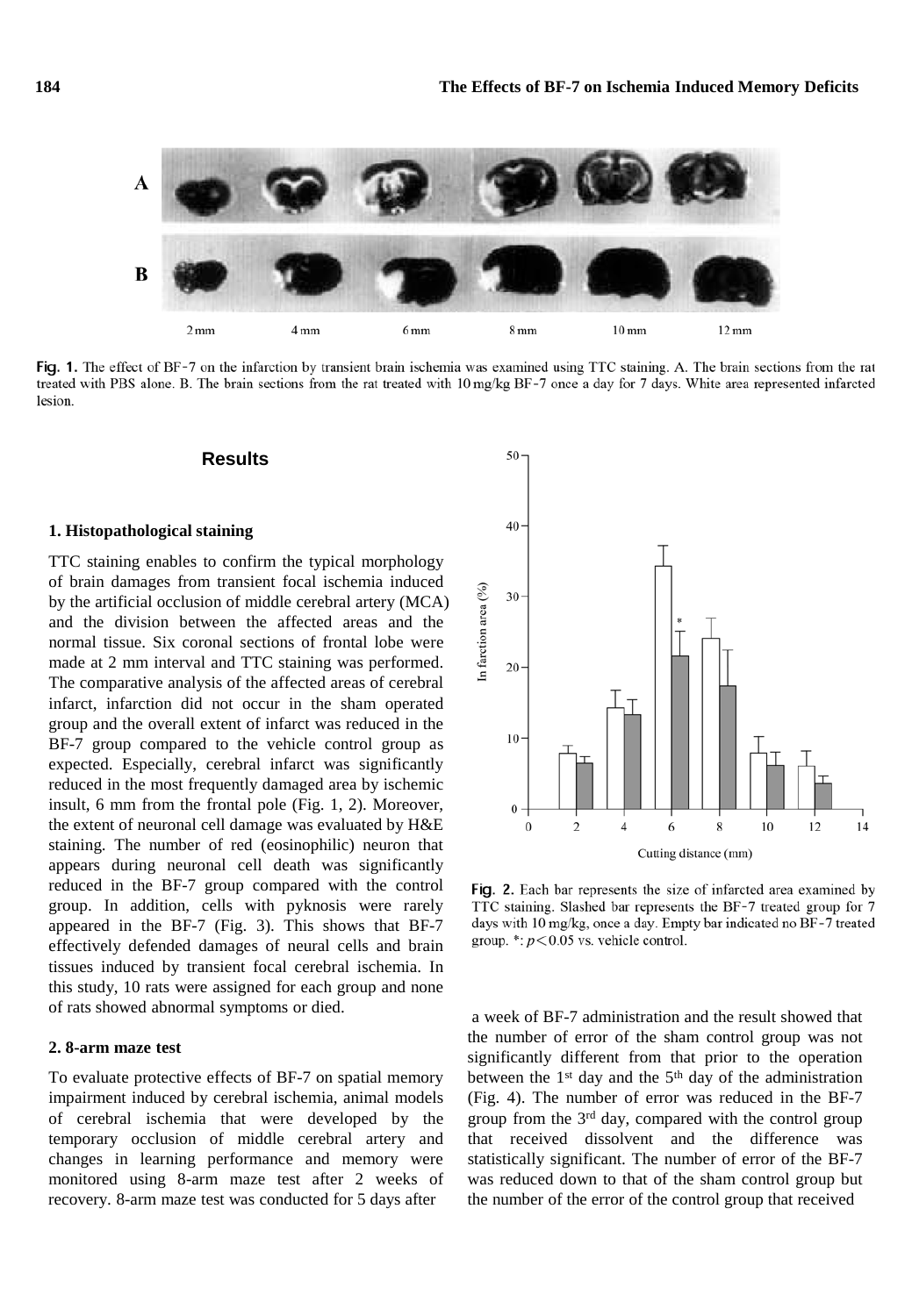Fig. 1. The effect of BF-7 on the infarction by transient brain ischemia was examined using TTC staining. A. The brain sections from the rat treated with PBS alone. B. The brain sections from the rat treated with 10 mg/kg BF-7 once a day for 7 days. White area represented infarcted lesion.

## Results

### 1. Histopathological staining

TTC staining enables to confirm the typical morphology of brain damages from transient focal ischemia induced by the artificial occlusion of middle cerebral artery (MCA) and the division between the affected areas and the normal tissue. Six coronal sections of frontal lobe were made at 2 mm interval and TTC staining was performed. The comparative analysis of the affected areas of cerebral infarct, infarction did not occur in the sham operated group and the overall extent of infarct was reduced in the BF-7 group compared to the vehicle control group as expected. Especially, cerebral infarct was significantly reduced in the most frequently damaged area by ischemic insult, 6 mm from the frontal pole (Fig. 1, 2). Moreover, the extent of neuronal cell damage was evaluated by H&E staining. The number of red (eosinophilic) neuron that appears during neuronal cell death was significantly reduced in the BF-7 group compared with the control group. In addition, cells with pyknosis were rarely appeared in the BF-7 (Fig. 3). This shows that BF-7 effectively defended damages of neural cells and brain tissues induced by transient focal cerebral ischemia. In this study, 10 rats were assigned for each group and none of rats showed abnormal symptoms or died.

Fig. 2. Each bar represents the size of infarcted area examined by TTC staining. Slashed bar represents the BF-7 treated group for 7 days with 10 mg/kg, once a day. Empty bar indicated no BF-7 treated group. *: $p < 0.05$ vs. vehicle control.

### 2. 8-arm maze test

To evaluate protective effects of BF-7 on spatial memory impairment induced by cerebral ischemia, animal models of cerebral ischemia that were developed by the temporary occlusion of middle cerebral artery and changes in learning performance and memory were monitored using 8-arm maze test after 2 weeks of recovery. 8-arm maze test was conducted for 5 days after a week of BF-7 administration and the result showed that the number of error of the sham control group was not significantly different from that prior to the operation between the 1st day and the 5th day of the administration (Fig. 4). The number of error was reduced in the BF-7 group from the 3rd day, compared with the control group that received dissolvent and the difference was statistically significant. The number of error of the BF-7 was reduced down to that of the sham control group but the number of the error of the control group that received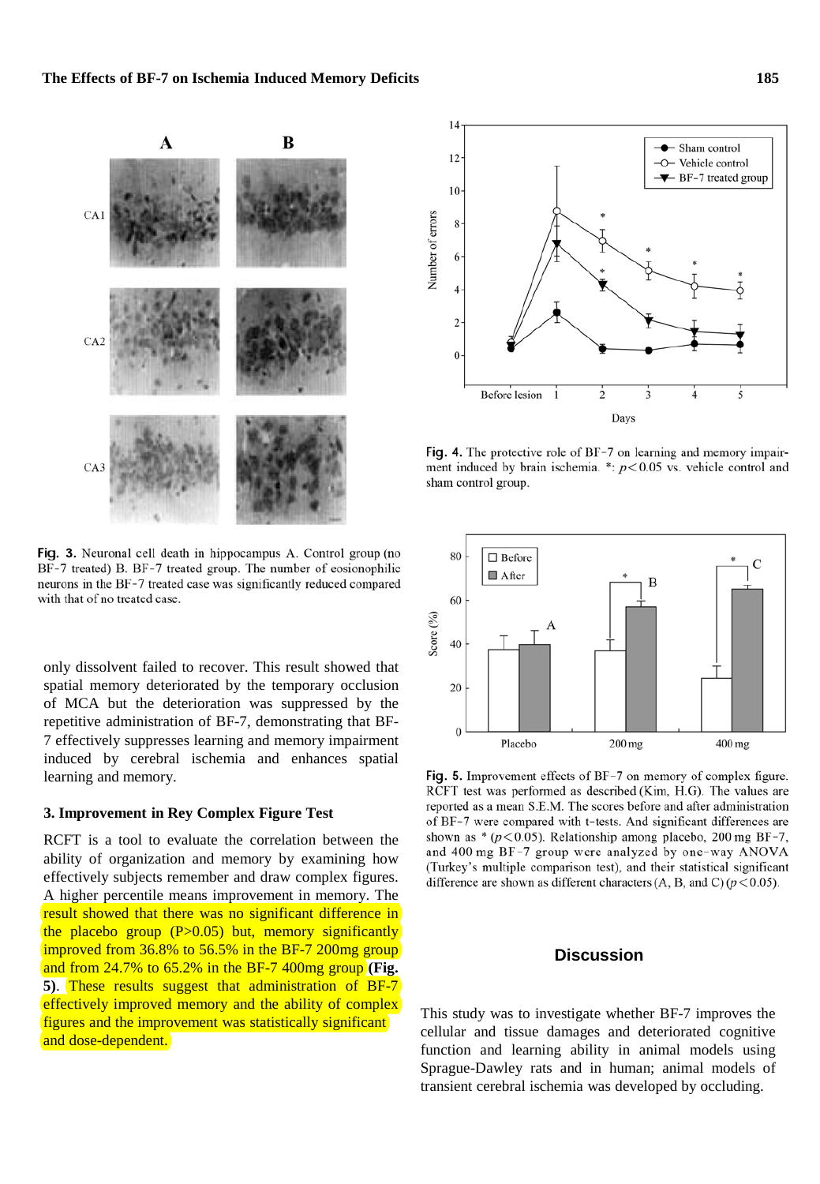Fig. 3. Neuronal cell death in hippocampus A. Control group (no BF-7 treated) B. BF-7 treated group. The number of eosionophilic neurons in the BF-7 treated case was significantly reduced compared with that of no treated case.

only dissolvent failed to recover. This result showed that spatial memory deteriorated by the temporary occlusion of MCA but the deterioration was suppressed by the repetitive administration of BF-7, demonstrating that BF-7 effectively suppresses learning and memory impairment induced by cerebral ischemia and enhances spatial learning and memory.

### 3. Improvement in Rey Complex Figure Test

RCFT is a tool to evaluate the correlation between the ability of organization and memory by examining how effectively subjects remember and draw complex figures. A higher percentile means improvement in memory. The result showed that there was no significant difference in the placebo group (P>0.05) but, memory significantly improved from 36.8% to 56.5% in the BF-7 200mg group and from 24.7% to 65.2% in the BF-7 400mg group **(Fig. 5)**. These results suggest that administration of BF-7 effectively improved memory and the ability of complex figures and the improvement was statistically significant and dose-dependent.

Fig. 4. The protective role of BF-7 on learning and memory impairment induced by brain ischemia. *: $p<0.05$ vs. vehicle control and sham control group.

Fig. 5. Improvement effects of BF-7 on memory of complex figure. RCFT test was performed as described (Kim, H.G). The values are reported as a mean S.E.M. The scores before and after administration of BF-7 were compared with t-tests. And significant differences are shown as * ($p<0.05$). Relationship among placebo, 200 mg BF-7, and 400 mg BF-7 group were analyzed by one-way ANOVA (Turkey's multiple comparison test), and their statistical significant difference are shown as different characters (A, B, and C) ($p<0.05$).

## Discussion

This study was to investigate whether BF-7 improves the cellular and tissue damages and deteriorated cognitive function and learning ability in animal models using Sprague-Dawley rats and in human; animal models of transient cerebral ischemia was developed by occluding.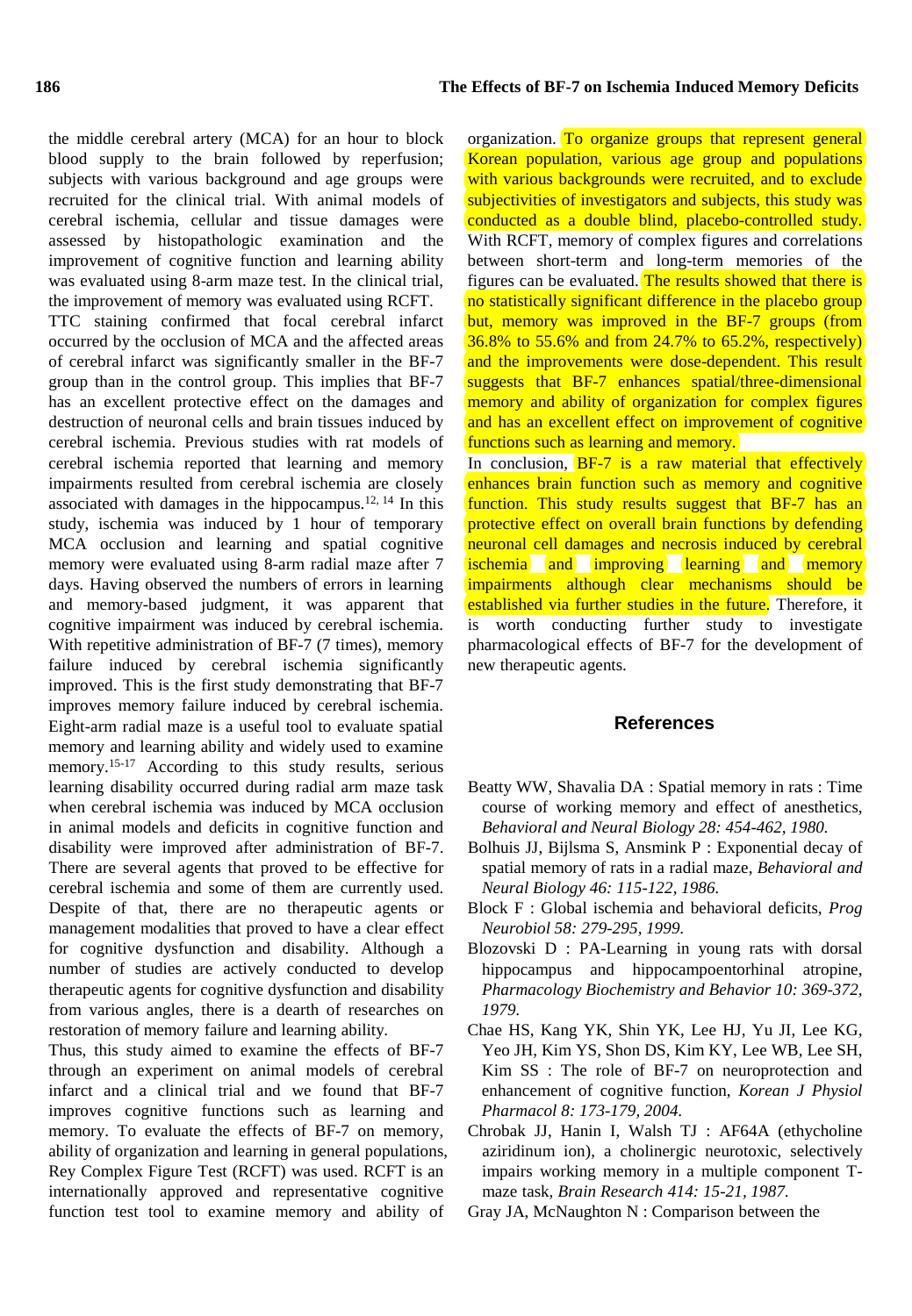the middle cerebral artery (MCA) for an hour to block blood supply to the brain followed by reperfusion; subjects with various background and age groups were recruited for the clinical trial. With animal models of cerebral ischemia, cellular and tissue damages were assessed by histopathologic examination and the improvement of cognitive function and learning ability was evaluated using 8-arm maze test. In the clinical trial, the improvement of memory was evaluated using RCFT.

TTC staining confirmed that focal cerebral infarct occurred by the occlusion of MCA and the affected areas of cerebral infarct was significantly smaller in the BF-7 group than in the control group. This implies that BF-7 has an excellent protective effect on the damages and destruction of neuronal cells and brain tissues induced by cerebral ischemia. Previous studies with rat models of cerebral ischemia reported that learning and memory impairments resulted from cerebral ischemia are closely associated with damages in the hippocampus.[12, 14] In this study, ischemia was induced by 1 hour of temporary MCA occlusion and learning and spatial cognitive memory were evaluated using 8-arm radial maze after 7 days. Having observed the numbers of errors in learning and memory-based judgment, it was apparent that cognitive impairment was induced by cerebral ischemia. With repetitive administration of BF-7 (7 times), memory failure induced by cerebral ischemia significantly improved. This is the first study demonstrating that BF-7 improves memory failure induced by cerebral ischemia. Eight-arm radial maze is a useful tool to evaluate spatial memory and learning ability and widely used to examine memory.[15-17] According to this study results, serious learning disability occurred during radial arm maze task when cerebral ischemia was induced by MCA occlusion in animal models and deficits in cognitive function and disability were improved after administration of BF-7. There are several agents that proved to be effective for cerebral ischemia and some of them are currently used. Despite of that, there are no therapeutic agents or management modalities that proved to have a clear effect for cognitive dysfunction and disability. Although a number of studies are actively conducted to develop therapeutic agents for cognitive dysfunction and disability from various angles, there is a dearth of researches on restoration of memory failure and learning ability.

Thus, this study aimed to examine the effects of BF-7 through an experiment on animal models of cerebral infarct and a clinical trial and we found that BF-7 improves cognitive functions such as learning and memory. To evaluate the effects of BF-7 on memory, ability of organization and learning in general populations, Rey Complex Figure Test (RCFT) was used. RCFT is an internationally approved and representative cognitive function test tool to examine memory and ability of organization. To organize groups that represent general Korean population, various age group and populations with various backgrounds were recruited, and to exclude subjectivities of investigators and subjects, this study was conducted as a double blind, placebo-controlled study. With RCFT, memory of complex figures and correlations between short-term and long-term memories of the figures can be evaluated. The results showed that there is no statistically significant difference in the placebo group but, memory was improved in the BF-7 groups (from 36.8% to 55.6% and from 24.7% to 65.2%, respectively) and the improvements were dose-dependent. This result suggests that BF-7 enhances spatial/three-dimensional memory and ability of organization for complex figures and has an excellent effect on improvement of cognitive functions such as learning and memory.

In conclusion, BF-7 is a raw material that effectively enhances brain function such as memory and cognitive function. This study results suggest that BF-7 has an protective effect on overall brain functions by defending neuronal cell damages and necrosis induced by cerebral ischemia and improving learning and memory impairments although clear mechanisms should be established via further studies in the future. Therefore, it is worth conducting further study to investigate pharmacological effects of BF-7 for the development of new therapeutic agents.

## References

Beatty WW, Shavalia DA : Spatial memory in rats : Time course of working memory and effect of anesthetics, *Behavioral and Neural Biology 28: 454-462, 1980.*

Bolhuis JJ, Bijlsma S, Ansmink P : Exponential decay of spatial memory of rats in a radial maze, *Behavioral and Neural Biology 46: 115-122, 1986.*

Block F : Global ischemia and behavioral deficits, *Prog Neurobiol 58: 279-295, 1999.*

Blozovski D : PA-Learning in young rats with dorsal hippocampus and hippocampoentorhinal atropine, *Pharmacology Biochemistry and Behavior 10: 369-372, 1979.*

Chae HS, Kang YK, Shin YK, Lee HJ, Yu JI, Lee KG, Yeo JH, Kim YS, Shon DS, Kim KY, Lee WB, Lee SH, Kim SS : The role of BF-7 on neuroprotection and enhancement of cognitive function, *Korean J Physiol Pharmacol 8: 173-179, 2004.*

Chrobak JJ, Hanin I, Walsh TJ : AF64A (ethycholine aziridinum ion), a cholinergic neurotoxic, selectively impairs working memory in a multiple component T-maze task, *Brain Research 414: 15-21, 1987.*

Gray JA, McNaughton N : Comparison between the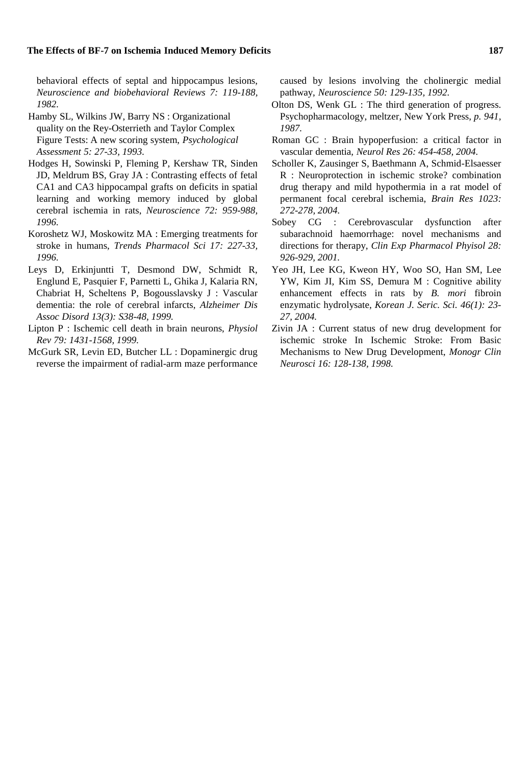behavioral effects of septal and hippocampus lesions, *Neuroscience and biobehavioral Reviews 7: 119-188, 1982.*

Hamby SL, Wilkins JW, Barry NS : Organizational quality on the Rey-Osterrieth and Taylor Complex Figure Tests: A new scoring system, *Psychological Assessment 5: 27-33, 1993.*

Hodges H, Sowinski P, Fleming P, Kershaw TR, Sinden JD, Meldrum BS, Gray JA : Contrasting effects of fetal CA1 and CA3 hippocampal grafts on deficits in spatial learning and working memory induced by global cerebral ischemia in rats, *Neuroscience 72: 959-988, 1996.*

Koroshetz WJ, Moskowitz MA : Emerging treatments for stroke in humans, *Trends Pharmacol Sci 17: 227-33, 1996.*

Leys D, Erkinjuntti T, Desmond DW, Schmidt R, Englund E, Pasquier F, Parnetti L, Ghika J, Kalaria RN, Chabriat H, Scheltens P, Bogousslavsky J : Vascular dementia: the role of cerebral infarcts, *Alzheimer Dis Assoc Disord 13(3): S38-48, 1999.*

Lipton P : Ischemic cell death in brain neurons, *Physiol Rev 79: 1431-1568, 1999.*

McGurk SR, Levin ED, Butcher LL : Dopaminergic drug reverse the impairment of radial-arm maze performance caused by lesions involving the cholinergic medial pathway, *Neuroscience 50: 129-135, 1992.*

Olton DS, Wenk GL : The third generation of progress. Psychopharmacology, meltzer, New York Press, *p. 941, 1987.*

Roman GC : Brain hypoperfusion: a critical factor in vascular dementia, *Neurol Res 26: 454-458, 2004.*

Scholler K, Zausinger S, Baethmann A, Schmid-Elsaesser R : Neuroprotection in ischemic stroke? combination drug therapy and mild hypothermia in a rat model of permanent focal cerebral ischemia, *Brain Res 1023: 272-278, 2004.*

Sobey CG : Cerebrovascular dysfunction after subarachnoid haemorrhage: novel mechanisms and directions for therapy, *Clin Exp Pharmacol Phyisol 28: 926-929, 2001.*

Yeo JH, Lee KG, Kweon HY, Woo SO, Han SM, Lee YW, Kim JI, Kim SS, Demura M : Cognitive ability enhancement effects in rats by *B. mori* fibroin enzymatic hydrolysate, *Korean J. Seric. Sci. 46(1): 23-27, 2004.*

Zivin JA : Current status of new drug development for ischemic stroke In Ischemic Stroke: From Basic Mechanisms to New Drug Development, *Monogr Clin Neurosci 16: 128-138, 1998.*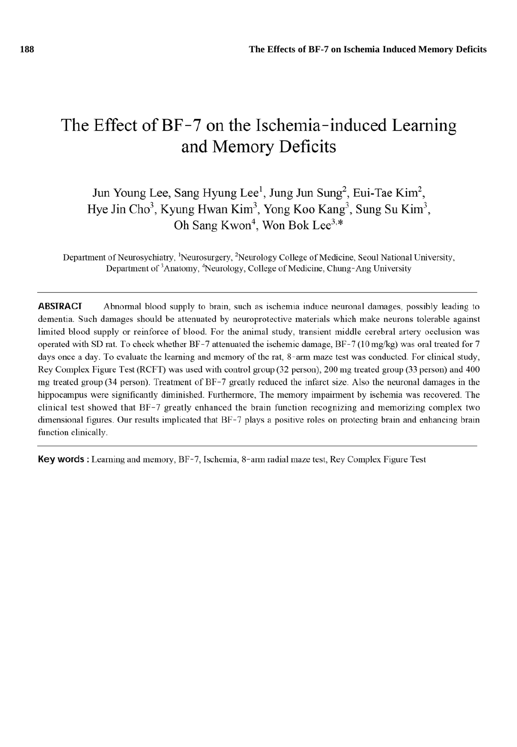# The Effect of BF-7 on the Ischemia-induced Learning and Memory Deficits

Jun Young Lee, Sang Hyung Lee[1], Jung Jun Sung[2], Eui-Tae Kim[2], Hye Jin Cho[3], Kyung Hwan Kim[3], Yong Koo Kang[3], Sung Su Kim[3], Oh Sang Kwon[4], Won Bok Lee[3,*]

Department of Neurosychiatry, [1]Neurosurgery, [2]Neurology College of Medicine, Seoul National University, Department of [3]Anatomy, [4]Neurology, College of Medicine, Chung-Ang University

---

**ABSTRACT** Abnormal blood supply to brain, such as ischemia induce neuronal damages, possibly leading to dementia. Such damages should be attenuated by neuroprotective materials which make neurons tolerable against limited blood supply or reinforce of blood. For the animal study, transient middle cerebral artery occlusion was operated with SD rat. To check whether BF-7 attenuated the ischemic damage, BF-7 (10 mg/kg) was oral treated for 7 days once a day. To evaluate the learning and memory of the rat, 8-arm maze test was conducted. For clinical study, Rey Complex Figure Test (RCFT) was used with control group (32 person), 200 mg treated group (33 person) and 400 mg treated group (34 person). Treatment of BF-7 greatly reduced the infarct size. Also the neuronal damages in the hippocampus were significantly diminished. Furthermore, The memory impairment by ischemia was recovered. The clinical test showed that BF-7 greatly enhanced the brain function recognizing and memorizing complex two dimensional figures. Our results implicated that BF-7 plays a positive roles on protecting brain and enhancing brain function clinically.

---

**Key words :** Learning and memory, BF-7, Ischemia, 8-arm radial maze test, Rey Complex Figure Test